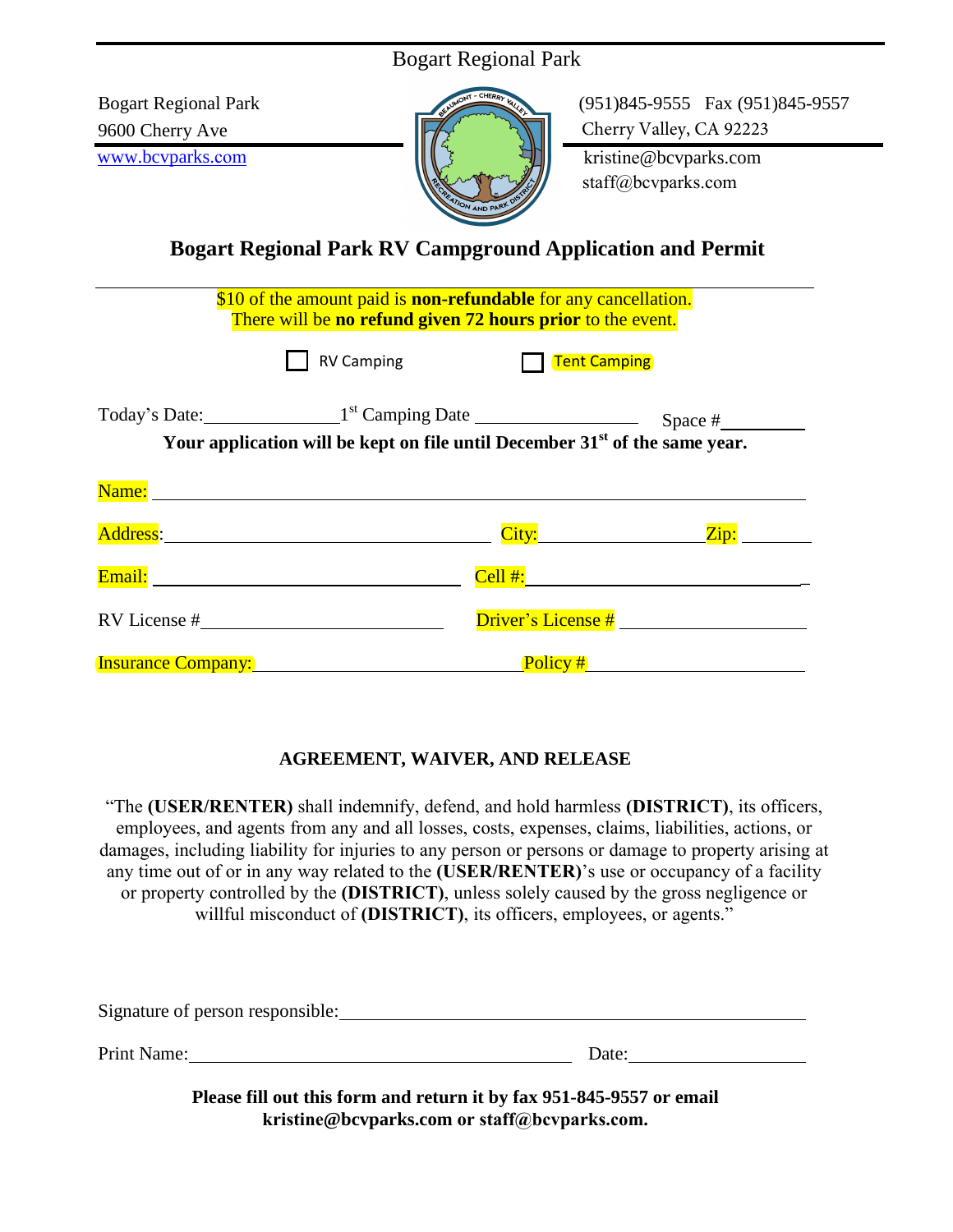Bogart Regional Park

Bogart Regional Park
9600 Cherry Ave
www.bcvparks.com

(951)845-9555 Fax (951)845-9557
Cherry Valley, CA 92223
kristine@bcvparks.com
staff@bcvparks.com

## Bogart Regional Park RV Campground Application and Permit

$10 of the amount paid is **non-refundable** for any cancellation.
There will be **no refund given 72 hours prior** to the event.

☐ RV Camping ☐ Tent Camping

Today's Date:\_\_\_\_\_\_\_\_\_\_\_\_\_\_ 1st Camping Date \_\_\_\_\_\_\_\_\_\_\_\_\_\_\_\_ Space #\_\_\_\_\_\_\_\_

**Your application will be kept on file until December 31st of the same year.**

Name: \_\_\_\_\_\_\_\_\_\_\_\_\_\_\_\_\_\_\_\_\_\_\_\_\_\_\_\_\_\_\_\_\_\_\_\_\_\_\_\_\_\_\_\_\_\_\_\_\_\_\_\_

Address:\_\_\_\_\_\_\_\_\_\_\_\_\_\_\_\_\_\_\_\_\_\_\_\_\_\_\_\_\_ City:\_\_\_\_\_\_\_\_\_\_\_\_\_\_ Zip: \_\_\_\_\_\_\_

Email: \_\_\_\_\_\_\_\_\_\_\_\_\_\_\_\_\_\_\_\_\_\_\_\_\_\_\_\_\_ Cell #:\_\_\_\_\_\_\_\_\_\_\_\_\_\_\_\_\_\_\_\_\_\_\_\_\_

RV License #\_\_\_\_\_\_\_\_\_\_\_\_\_\_\_\_\_\_\_\_\_\_ Driver's License # \_\_\_\_\_\_\_\_\_\_\_\_\_\_\_\_\_\_

Insurance Company:\_\_\_\_\_\_\_\_\_\_\_\_\_\_\_\_\_\_\_\_\_\_\_\_\_ Policy #\_\_\_\_\_\_\_\_\_\_\_\_\_\_\_\_\_\_\_\_

### AGREEMENT, WAIVER, AND RELEASE

"The **(USER/RENTER)** shall indemnify, defend, and hold harmless **(DISTRICT)**, its officers, employees, and agents from any and all losses, costs, expenses, claims, liabilities, actions, or damages, including liability for injuries to any person or persons or damage to property arising at any time out of or in any way related to the **(USER/RENTER)**'s use or occupancy of a facility or property controlled by the **(DISTRICT)**, unless solely caused by the gross negligence or willful misconduct of **(DISTRICT)**, its officers, employees, or agents."

Signature of person responsible:\_\_\_\_\_\_\_\_\_\_\_\_\_\_\_\_\_\_\_\_\_\_\_\_\_\_\_\_\_\_\_\_\_\_\_\_\_\_\_\_

Print Name:\_\_\_\_\_\_\_\_\_\_\_\_\_\_\_\_\_\_\_\_\_\_\_\_\_\_\_\_\_\_\_\_\_\_\_\_\_\_ Date:\_\_\_\_\_\_\_\_\_\_\_\_\_\_\_\_\_

**Please fill out this form and return it by fax 951-845-9557 or email kristine@bcvparks.com or staff@bcvparks.com.**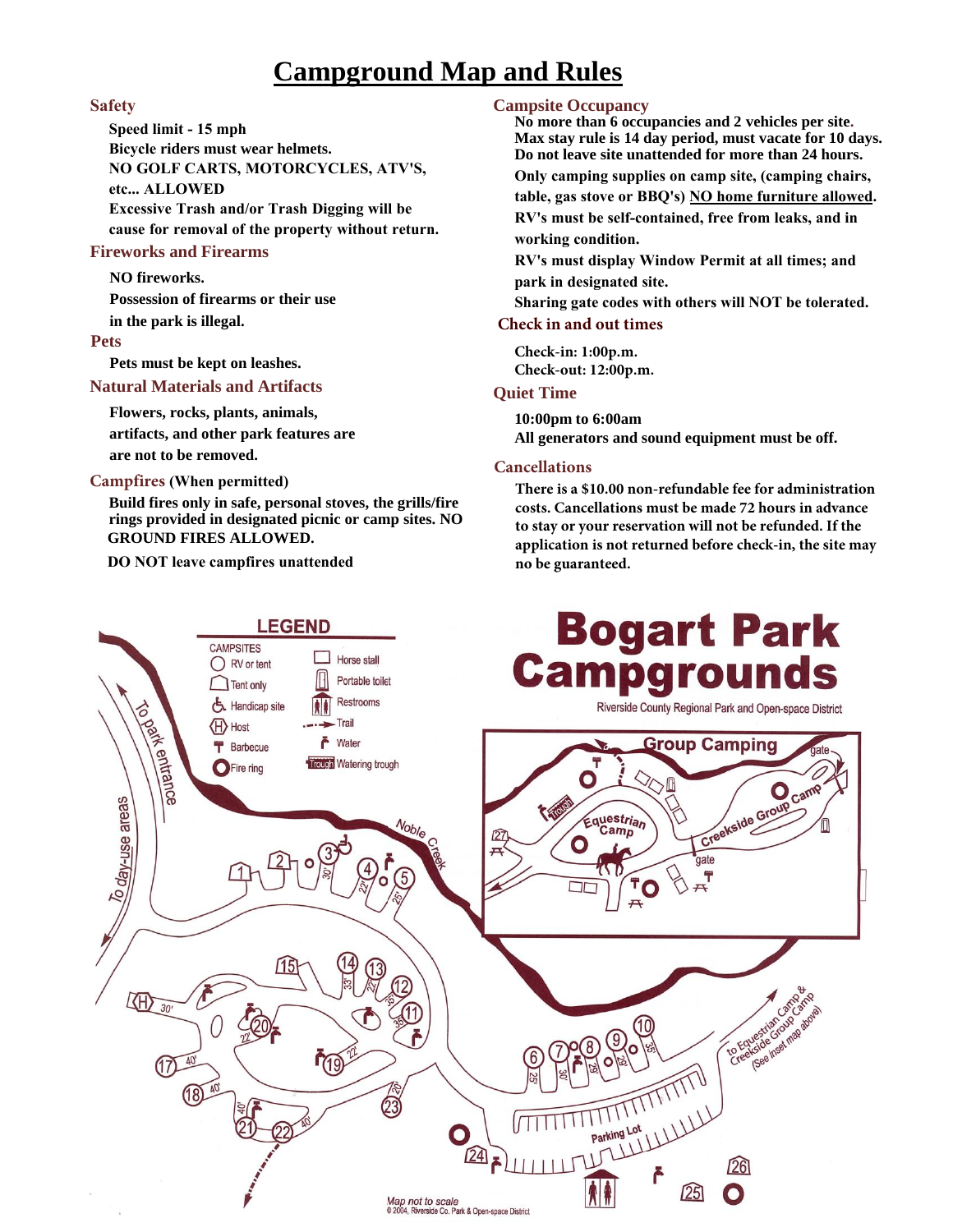# Campground Map and Rules

## Safety

**Speed limit - 15 mph**
**Bicycle riders must wear helmets.**
**NO GOLF CARTS, MOTORCYCLES, ATV'S, etc... ALLOWED**
**Excessive Trash and/or Trash Digging will be cause for removal of the property without return.**

## Fireworks and Firearms

**NO fireworks.**
**Possession of firearms or their use in the park is illegal.**

## Pets

**Pets must be kept on leashes.**

## Natural Materials and Artifacts

**Flowers, rocks, plants, animals, artifacts, and other park features are are not to be removed.**

## Campfires (When permitted)

**Build fires only in safe, personal stoves, the grills/fire rings provided in designated picnic or camp sites. NO GROUND FIRES ALLOWED.**

**DO NOT leave campfires unattended**

## Campsite Occupancy

**No more than 6 occupancies and 2 vehicles per site.**
**Max stay rule is 14 day period, must vacate for 10 days.**
**Do not leave site unattended for more than 24 hours.**
**Only camping supplies on camp site, (camping chairs, table, gas stove or BBQ's) <u>NO home furniture allowed</u>.**
**RV's must be self-contained, free from leaks, and in working condition.**
**RV's must display Window Permit at all times; and park in designated site.**
**Sharing gate codes with others will NOT be tolerated.**

## Check in and out times

**Check-in: 1:00p.m.**
**Check-out: 12:00p.m.**

## Quiet Time

**10:00pm to 6:00am**
**All generators and sound equipment must be off.**

## Cancellations

**There is a $10.00 non-refundable fee for administration costs. Cancellations must be made 72 hours in advance to stay or your reservation will not be refunded. If the application is not returned before check-in, the site may no be guaranteed.**

# Bogart Park Campgrounds

Riverside County Regional Park and Open-space District

LEGEND

CAMPSITES
RV or tent
Tent only
Handicap site
Host
Barbecue
Fire ring
Horse stall
Portable toilet
Restrooms
Trail
Water
Watering trough

Group Camping
Equestrian Camp
Creekside Group Camp
gate
Trough

To park entrance
To day-use areas
Noble Creek
to Equestrian Camp & Creekside Group Camp (See inset map above)
Parking Lot

Map not to scale
© 2004, Riverside Co. Park & Open-space District